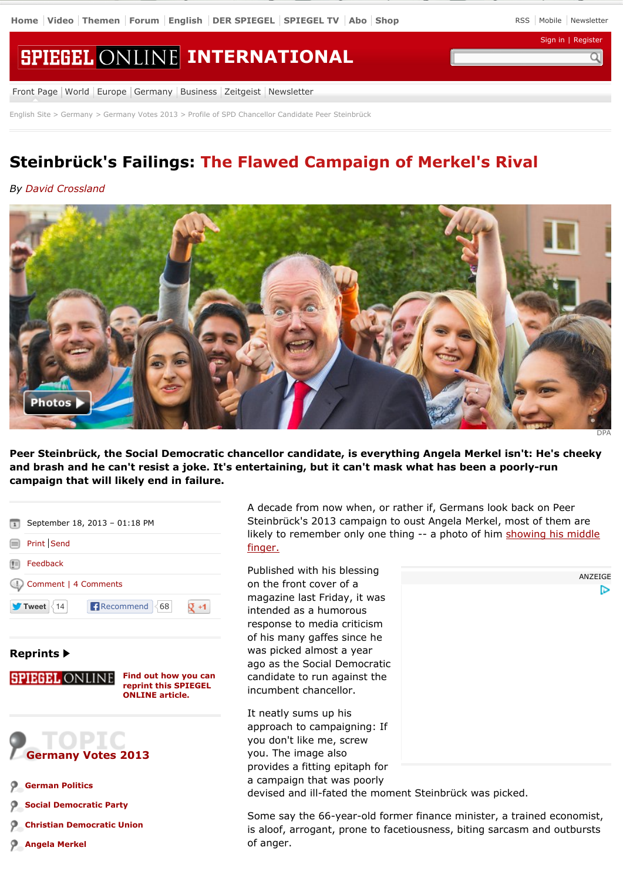English Site > Germany > Germany Votes 2013 > Profile of SPD Chancellor Candidate Peer Steinbrück

# Steinbrück's Failings: The Flawed Campaign of Merkel's Rival

*By David Crossland*

DPA

**Peer Steinbrück, the Social Democratic chancellor candidate, is everything Angela Merkel isn't: He's cheeky and brash and he can't resist a joke. It's entertaining, but it can't mask what has been a poorly-run campaign that will likely end in failure.**

September 18, 2013 – 01:18 PM

A decade from now when, or rather if, Germans look back on Peer Steinbrück's 2013 campaign to oust Angela Merkel, most of them are likely to remember only one thing -- a photo of him showing his middle finger.

Published with his blessing on the front cover of a magazine last Friday, it was intended as a humorous response to media criticism of his many gaffes since he was picked almost a year ago as the Social Democratic candidate to run against the incumbent chancellor.

It neatly sums up his approach to campaigning: If you don't like me, screw you. The image also provides a fitting epitaph for a campaign that was poorly devised and ill-fated the moment Steinbrück was picked.

Some say the 66-year-old former finance minister, a trained economist, is aloof, arrogant, prone to facetiousness, biting sarcasm and outbursts of anger.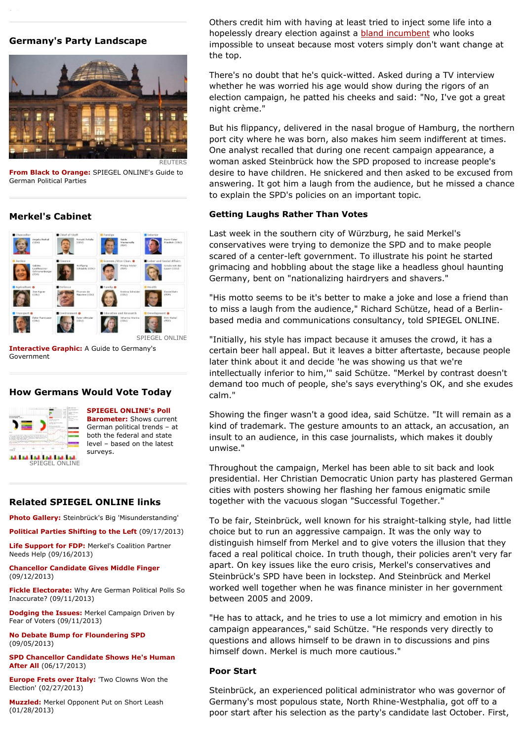## Germany's Party Landscape

REUTERS

**From Black to Orange:** SPIEGEL ONLINE's Guide to German Political Parties

## Merkel's Cabinet

SPIEGEL ONLINE

**Interactive Graphic:** A Guide to Germany's Government

## How Germans Would Vote Today

**SPIEGEL ONLINE's Poll Barometer:** Shows current German political trends – at both the federal and state level – based on the latest surveys.

SPIEGEL ONLINE

## Related SPIEGEL ONLINE links

**Photo Gallery:** Steinbrück's Big 'Misunderstanding'

**Political Parties Shifting to the Left** (09/17/2013)

**Life Support for FDP:** Merkel's Coalition Partner Needs Help (09/16/2013)

**Chancellor Candidate Gives Middle Finger** (09/12/2013)

**Fickle Electorate:** Why Are German Political Polls So Inaccurate? (09/11/2013)

**Dodging the Issues:** Merkel Campaign Driven by Fear of Voters (09/11/2013)

**No Debate Bump for Floundering SPD** (09/05/2013)

**SPD Chancellor Candidate Shows He's Human After All** (06/17/2013)

**Europe Frets over Italy:** 'Two Clowns Won the Election' (02/27/2013)

**Muzzled:** Merkel Opponent Put on Short Leash (01/28/2013)

Others credit him with having at least tried to inject some life into a hopelessly dreary election against a bland incumbent who looks impossible to unseat because most voters simply don't want change at the top.

There's no doubt that he's quick-witted. Asked during a TV interview whether he was worried his age would show during the rigors of an election campaign, he patted his cheeks and said: "No, I've got a great night crème."

But his flippancy, delivered in the nasal brogue of Hamburg, the northern port city where he was born, also makes him seem indifferent at times. One analyst recalled that during one recent campaign appearance, a woman asked Steinbrück how the SPD proposed to increase people's desire to have children. He snickered and then asked to be excused from answering. It got him a laugh from the audience, but he missed a chance to explain the SPD's policies on an important topic.

### Getting Laughs Rather Than Votes

Last week in the southern city of Würzburg, he said Merkel's conservatives were trying to demonize the SPD and to make people scared of a center-left government. To illustrate his point he started grimacing and hobbling about the stage like a headless ghoul haunting Germany, bent on "nationalizing hairdryers and shavers."

"His motto seems to be it's better to make a joke and lose a friend than to miss a laugh from the audience," Richard Schütze, head of a Berlin-based media and communications consultancy, told SPIEGEL ONLINE.

"Initially, his style has impact because it amuses the crowd, it has a certain beer hall appeal. But it leaves a bitter aftertaste, because people later think about it and decide 'he was showing us that we're intellectually inferior to him,'" said Schütze. "Merkel by contrast doesn't demand too much of people, she's says everything's OK, and she exudes calm."

Showing the finger wasn't a good idea, said Schütze. "It will remain as a kind of trademark. The gesture amounts to an attack, an accusation, an insult to an audience, in this case journalists, which makes it doubly unwise."

Throughout the campaign, Merkel has been able to sit back and look presidential. Her Christian Democratic Union party has plastered German cities with posters showing her flashing her famous enigmatic smile together with the vacuous slogan "Successful Together."

To be fair, Steinbrück, well known for his straight-talking style, had little choice but to run an aggressive campaign. It was the only way to distinguish himself from Merkel and to give voters the illusion that they faced a real political choice. In truth though, their policies aren't very far apart. On key issues like the euro crisis, Merkel's conservatives and Steinbrück's SPD have been in lockstep. And Steinbrück and Merkel worked well together when he was finance minister in her government between 2005 and 2009.

"He has to attack, and he tries to use a lot mimicry and emotion in his campaign appearances," said Schütze. "He responds very directly to questions and allows himself to be drawn in to discussions and pins himself down. Merkel is much more cautious."

### Poor Start

Steinbrück, an experienced political administrator who was governor of Germany's most populous state, North Rhine-Westphalia, got off to a poor start after his selection as the party's candidate last October. First,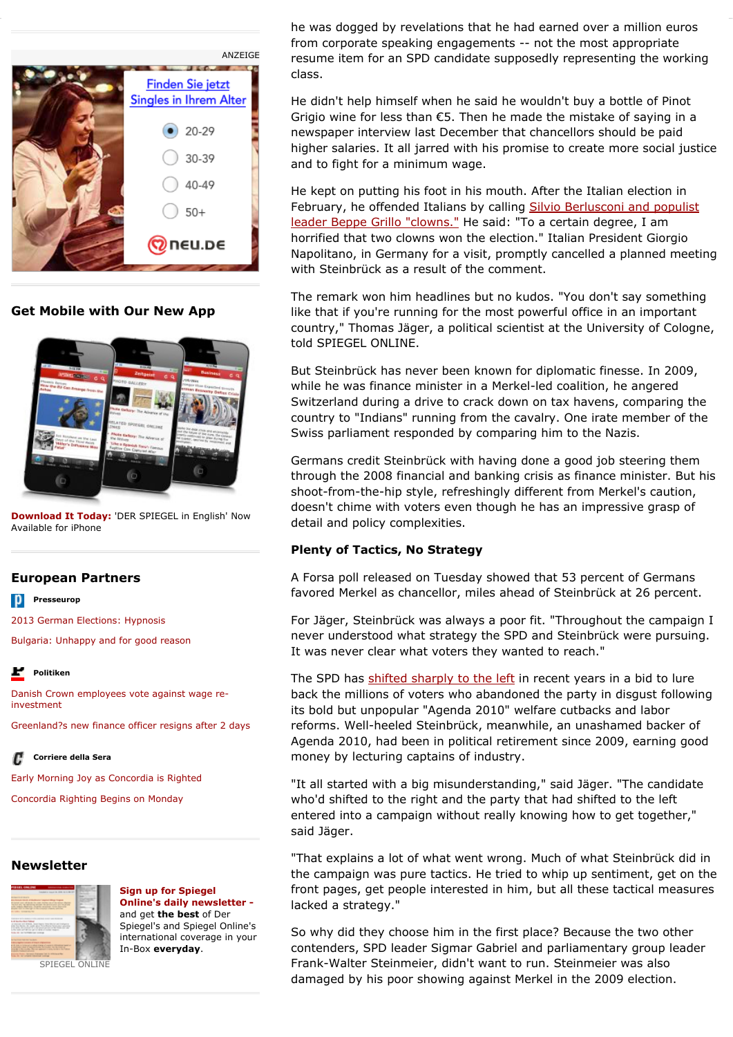he was dogged by revelations that he had earned over a million euros from corporate speaking engagements -- not the most appropriate resume item for an SPD candidate supposedly representing the working class.

He didn't help himself when he said he wouldn't buy a bottle of Pinot Grigio wine for less than €5. Then he made the mistake of saying in a newspaper interview last December that chancellors should be paid higher salaries. It all jarred with his promise to create more social justice and to fight for a minimum wage.

He kept on putting his foot in his mouth. After the Italian election in February, he offended Italians by calling Silvio Berlusconi and populist leader Beppe Grillo "clowns." He said: "To a certain degree, I am horrified that two clowns won the election." Italian President Giorgio Napolitano, in Germany for a visit, promptly cancelled a planned meeting with Steinbrück as a result of the comment.

The remark won him headlines but no kudos. "You don't say something like that if you're running for the most powerful office in an important country," Thomas Jäger, a political scientist at the University of Cologne, told SPIEGEL ONLINE.

But Steinbrück has never been known for diplomatic finesse. In 2009, while he was finance minister in a Merkel-led coalition, he angered Switzerland during a drive to crack down on tax havens, comparing the country to "Indians" running from the cavalry. One irate member of the Swiss parliament responded by comparing him to the Nazis.

Germans credit Steinbrück with having done a good job steering them through the 2008 financial and banking crisis as finance minister. But his shoot-from-the-hip style, refreshingly different from Merkel's caution, doesn't chime with voters even though he has an impressive grasp of detail and policy complexities.

### Plenty of Tactics, No Strategy

A Forsa poll released on Tuesday showed that 53 percent of Germans favored Merkel as chancellor, miles ahead of Steinbrück at 26 percent.

For Jäger, Steinbrück was always a poor fit. "Throughout the campaign I never understood what strategy the SPD and Steinbrück were pursuing. It was never clear what voters they wanted to reach."

The SPD has shifted sharply to the left in recent years in a bid to lure back the millions of voters who abandoned the party in disgust following its bold but unpopular "Agenda 2010" welfare cutbacks and labor reforms. Well-heeled Steinbrück, meanwhile, an unashamed backer of Agenda 2010, had been in political retirement since 2009, earning good money by lecturing captains of industry.

"It all started with a big misunderstanding," said Jäger. "The candidate who'd shifted to the right and the party that had shifted to the left entered into a campaign without really knowing how to get together," said Jäger.

"That explains a lot of what went wrong. Much of what Steinbrück did in the campaign was pure tactics. He tried to whip up sentiment, get on the front pages, get people interested in him, but all these tactical measures lacked a strategy."

So why did they choose him in the first place? Because the two other contenders, SPD leader Sigmar Gabriel and parliamentary group leader Frank-Walter Steinmeier, didn't want to run. Steinmeier was also damaged by his poor showing against Merkel in the 2009 election.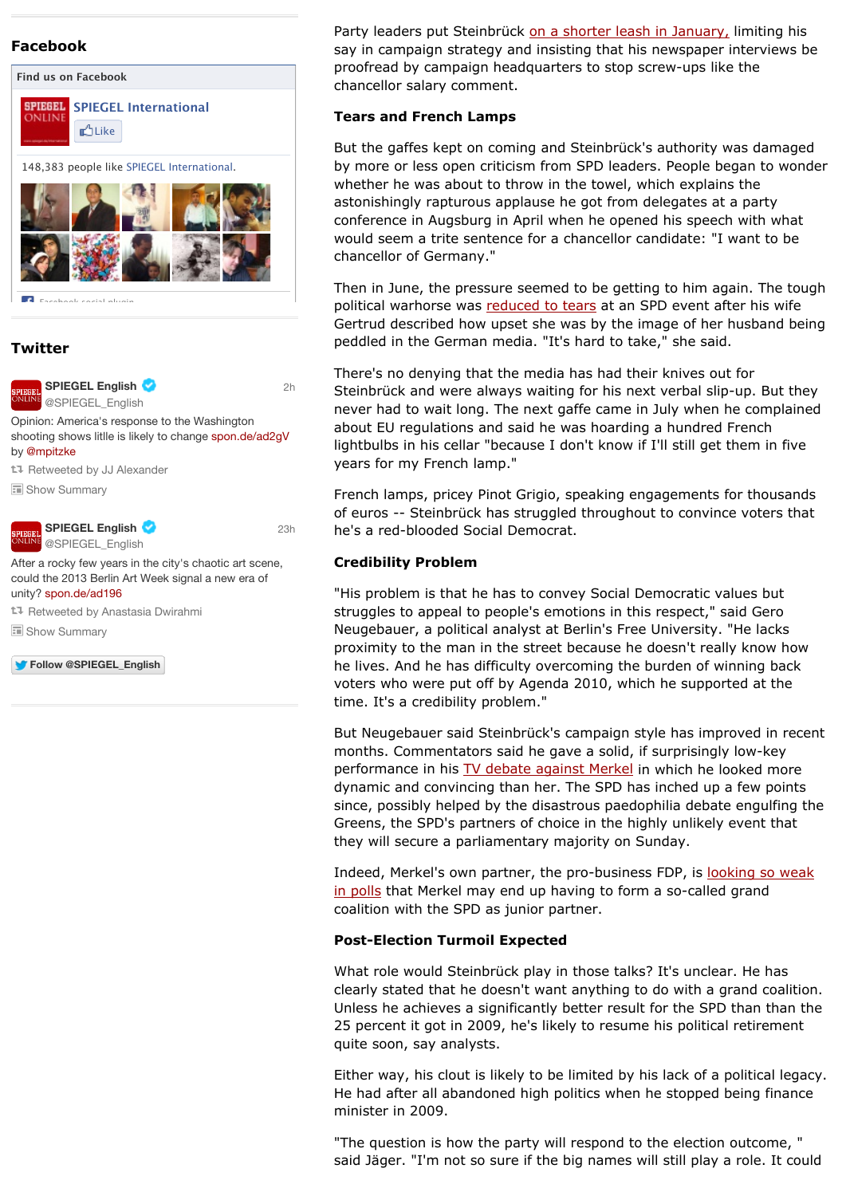## Facebook

Find us on Facebook

SPIEGEL International

Like

148,383 people like SPIEGEL International.

## Twitter

SPIEGEL English @SPIEGEL_English 2h

Opinion: America's response to the Washington shooting shows litlle is likely to change spon.de/ad2gV by @mpitzke

Retweeted by JJ Alexander

Show Summary

SPIEGEL English @SPIEGEL_English 23h

After a rocky few years in the city's chaotic art scene, could the 2013 Berlin Art Week signal a new era of unity? spon.de/ad196

Retweeted by Anastasia Dwirahmi

Show Summary

Follow @SPIEGEL_English

Party leaders put Steinbrück on a shorter leash in January, limiting his say in campaign strategy and insisting that his newspaper interviews be proofread by campaign headquarters to stop screw-ups like the chancellor salary comment.

**Tears and French Lamps**

But the gaffes kept on coming and Steinbrück's authority was damaged by more or less open criticism from SPD leaders. People began to wonder whether he was about to throw in the towel, which explains the astonishingly rapturous applause he got from delegates at a party conference in Augsburg in April when he opened his speech with what would seem a trite sentence for a chancellor candidate: "I want to be chancellor of Germany."

Then in June, the pressure seemed to be getting to him again. The tough political warhorse was reduced to tears at an SPD event after his wife Gertrud described how upset she was by the image of her husband being peddled in the German media. "It's hard to take," she said.

There's no denying that the media has had their knives out for Steinbrück and were always waiting for his next verbal slip-up. But they never had to wait long. The next gaffe came in July when he complained about EU regulations and said he was hoarding a hundred French lightbulbs in his cellar "because I don't know if I'll still get them in five years for my French lamp."

French lamps, pricey Pinot Grigio, speaking engagements for thousands of euros -- Steinbrück has struggled throughout to convince voters that he's a red-blooded Social Democrat.

**Credibility Problem**

"His problem is that he has to convey Social Democratic values but struggles to appeal to people's emotions in this respect," said Gero Neugebauer, a political analyst at Berlin's Free University. "He lacks proximity to the man in the street because he doesn't really know how he lives. And he has difficulty overcoming the burden of winning back voters who were put off by Agenda 2010, which he supported at the time. It's a credibility problem."

But Neugebauer said Steinbrück's campaign style has improved in recent months. Commentators said he gave a solid, if surprisingly low-key performance in his TV debate against Merkel in which he looked more dynamic and convincing than her. The SPD has inched up a few points since, possibly helped by the disastrous paedophilia debate engulfing the Greens, the SPD's partners of choice in the highly unlikely event that they will secure a parliamentary majority on Sunday.

Indeed, Merkel's own partner, the pro-business FDP, is looking so weak in polls that Merkel may end up having to form a so-called grand coalition with the SPD as junior partner.

**Post-Election Turmoil Expected**

What role would Steinbrück play in those talks? It's unclear. He has clearly stated that he doesn't want anything to do with a grand coalition. Unless he achieves a significantly better result for the SPD than the 25 percent it got in 2009, he's likely to resume his political retirement quite soon, say analysts.

Either way, his clout is likely to be limited by his lack of a political legacy. He had after all abandoned high politics when he stopped being finance minister in 2009.

"The question is how the party will respond to the election outcome, " said Jäger. "I'm not so sure if the big names will still play a role. It could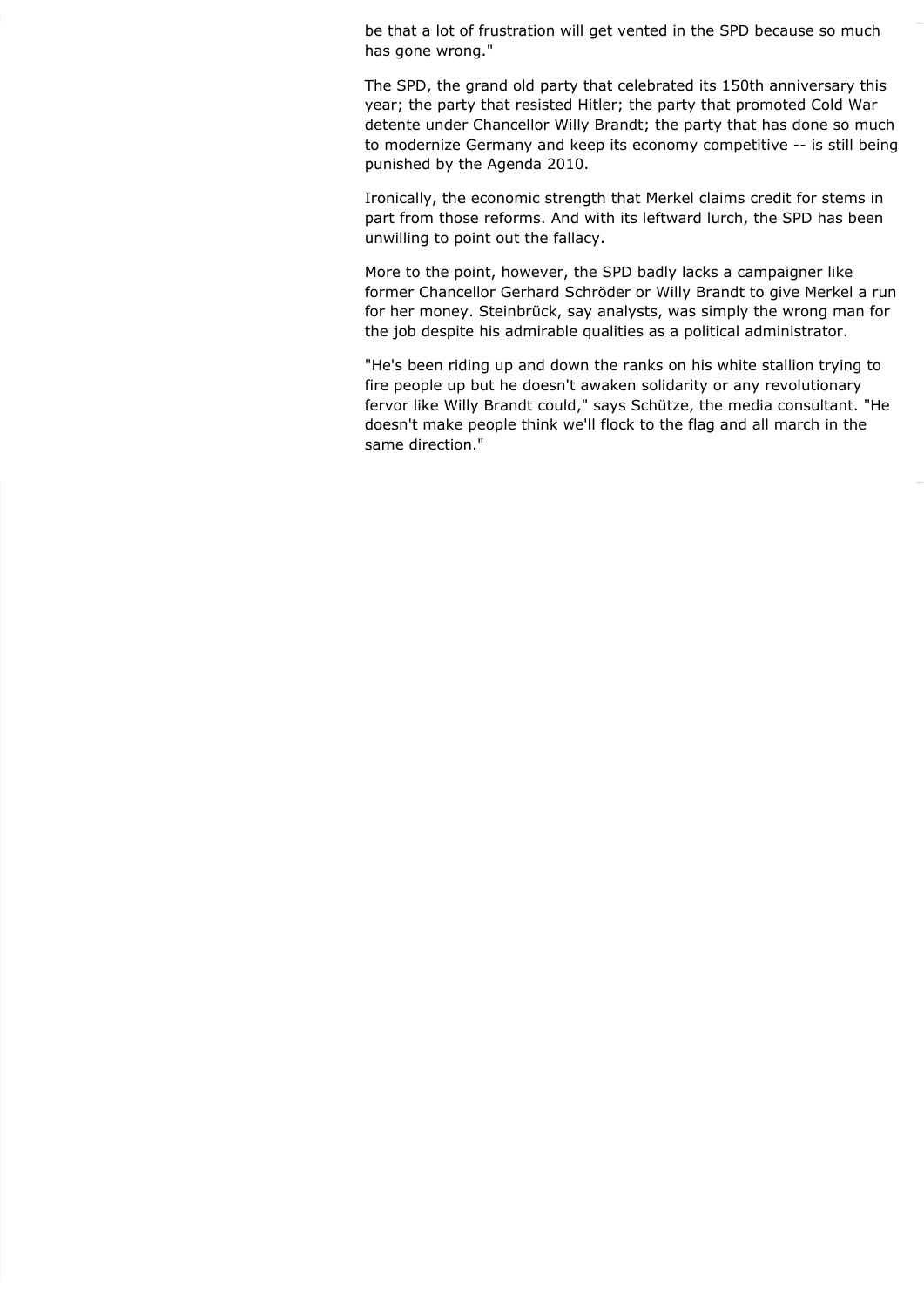be that a lot of frustration will get vented in the SPD because so much has gone wrong."

The SPD, the grand old party that celebrated its 150th anniversary this year; the party that resisted Hitler; the party that promoted Cold War detente under Chancellor Willy Brandt; the party that has done so much to modernize Germany and keep its economy competitive -- is still being punished by the Agenda 2010.

Ironically, the economic strength that Merkel claims credit for stems in part from those reforms. And with its leftward lurch, the SPD has been unwilling to point out the fallacy.

More to the point, however, the SPD badly lacks a campaigner like former Chancellor Gerhard Schröder or Willy Brandt to give Merkel a run for her money. Steinbrück, say analysts, was simply the wrong man for the job despite his admirable qualities as a political administrator.

"He's been riding up and down the ranks on his white stallion trying to fire people up but he doesn't awaken solidarity or any revolutionary fervor like Willy Brandt could," says Schütze, the media consultant. "He doesn't make people think we'll flock to the flag and all march in the same direction."